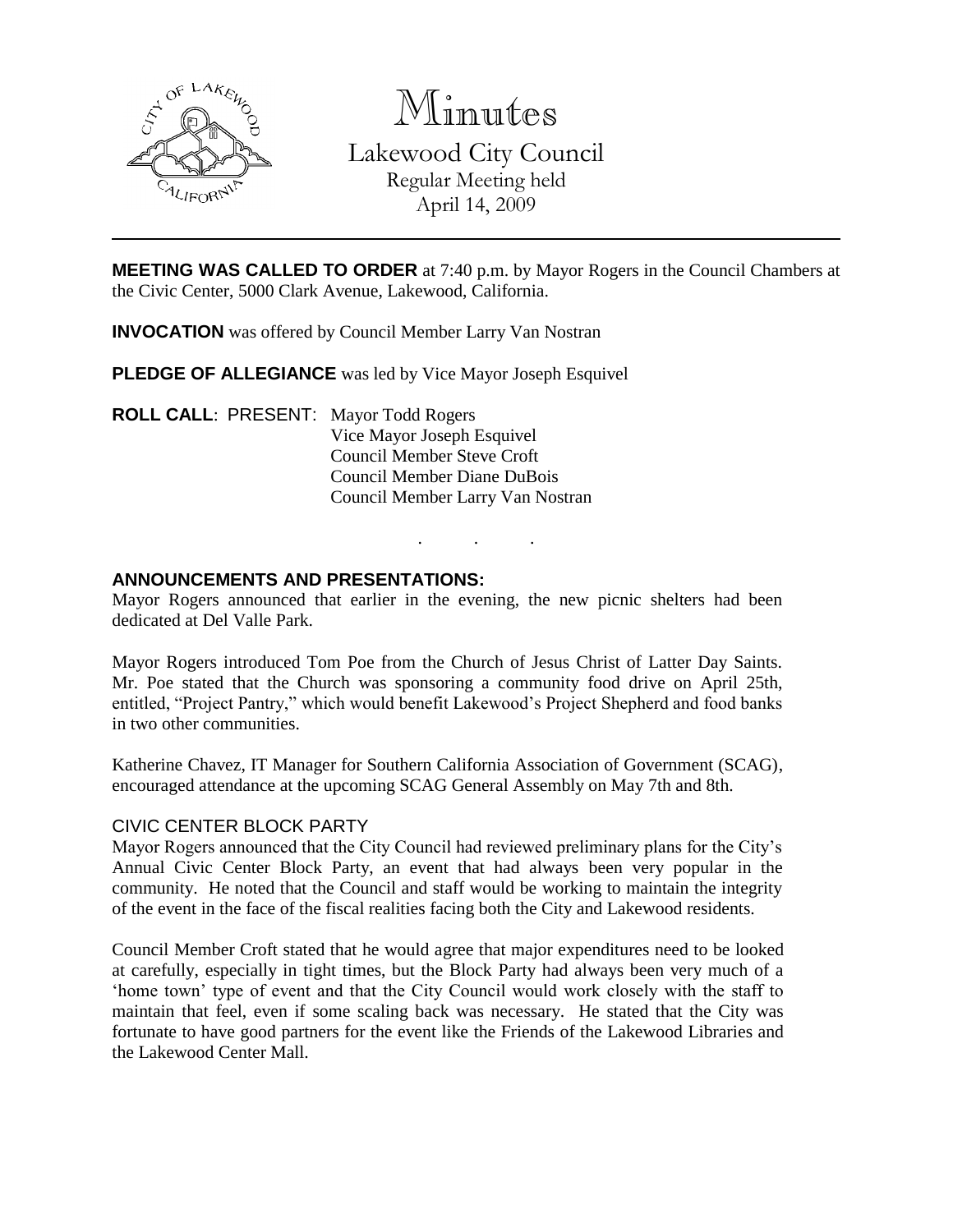# Minutes

Lakewood City Council
Regular Meeting held
April 14, 2009

---

**MEETING WAS CALLED TO ORDER** at 7:40 p.m. by Mayor Rogers in the Council Chambers at the Civic Center, 5000 Clark Avenue, Lakewood, California.

**INVOCATION** was offered by Council Member Larry Van Nostran

**PLEDGE OF ALLEGIANCE** was led by Vice Mayor Joseph Esquivel

**ROLL CALL**: PRESENT: Mayor Todd Rogers
Vice Mayor Joseph Esquivel
Council Member Steve Croft
Council Member Diane DuBois
Council Member Larry Van Nostran

. . .

**ANNOUNCEMENTS AND PRESENTATIONS:**

Mayor Rogers announced that earlier in the evening, the new picnic shelters had been dedicated at Del Valle Park.

Mayor Rogers introduced Tom Poe from the Church of Jesus Christ of Latter Day Saints. Mr. Poe stated that the Church was sponsoring a community food drive on April 25th, entitled, "Project Pantry," which would benefit Lakewood's Project Shepherd and food banks in two other communities.

Katherine Chavez, IT Manager for Southern California Association of Government (SCAG), encouraged attendance at the upcoming SCAG General Assembly on May 7th and 8th.

CIVIC CENTER BLOCK PARTY

Mayor Rogers announced that the City Council had reviewed preliminary plans for the City's Annual Civic Center Block Party, an event that had always been very popular in the community. He noted that the Council and staff would be working to maintain the integrity of the event in the face of the fiscal realities facing both the City and Lakewood residents.

Council Member Croft stated that he would agree that major expenditures need to be looked at carefully, especially in tight times, but the Block Party had always been very much of a 'home town' type of event and that the City Council would work closely with the staff to maintain that feel, even if some scaling back was necessary. He stated that the City was fortunate to have good partners for the event like the Friends of the Lakewood Libraries and the Lakewood Center Mall.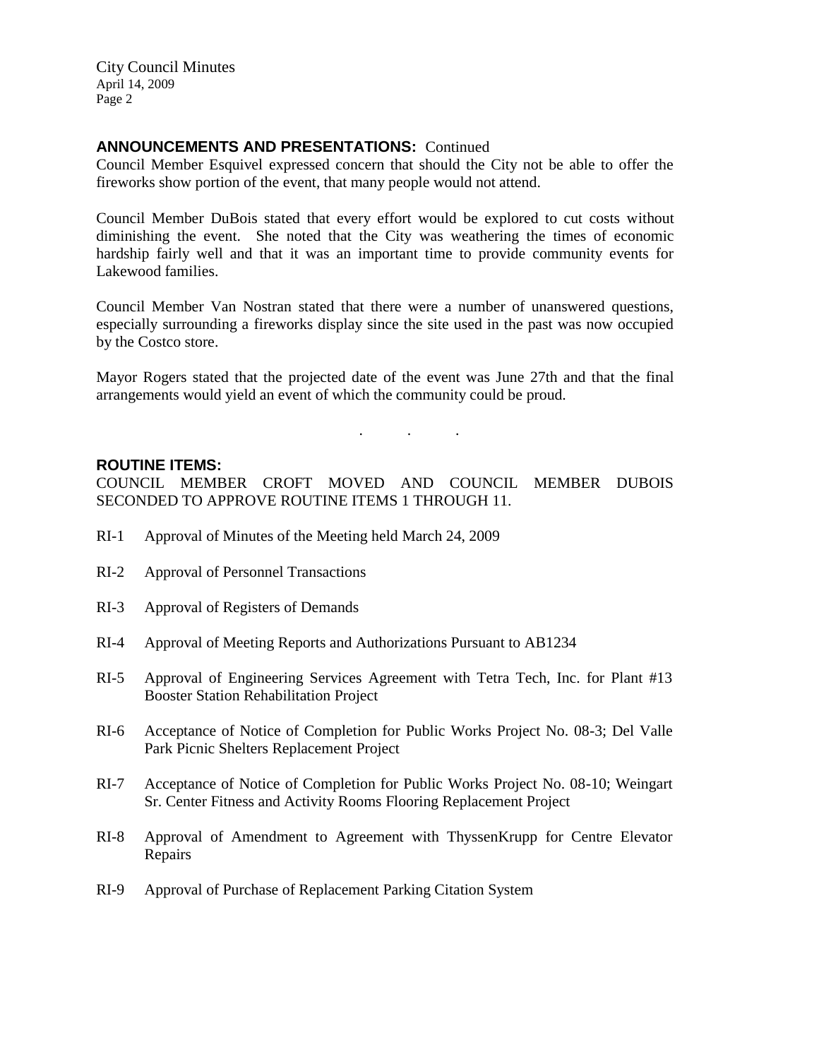## ANNOUNCEMENTS AND PRESENTATIONS: Continued

Council Member Esquivel expressed concern that should the City not be able to offer the fireworks show portion of the event, that many people would not attend.

Council Member DuBois stated that every effort would be explored to cut costs without diminishing the event. She noted that the City was weathering the times of economic hardship fairly well and that it was an important time to provide community events for Lakewood families.

Council Member Van Nostran stated that there were a number of unanswered questions, especially surrounding a fireworks display since the site used in the past was now occupied by the Costco store.

Mayor Rogers stated that the projected date of the event was June 27th and that the final arrangements would yield an event of which the community could be proud.

. . .

## ROUTINE ITEMS:

COUNCIL MEMBER CROFT MOVED AND COUNCIL MEMBER DUBOIS SECONDED TO APPROVE ROUTINE ITEMS 1 THROUGH 11.

RI-1 Approval of Minutes of the Meeting held March 24, 2009

RI-2 Approval of Personnel Transactions

RI-3 Approval of Registers of Demands

RI-4 Approval of Meeting Reports and Authorizations Pursuant to AB1234

RI-5 Approval of Engineering Services Agreement with Tetra Tech, Inc. for Plant #13 Booster Station Rehabilitation Project

RI-6 Acceptance of Notice of Completion for Public Works Project No. 08-3; Del Valle Park Picnic Shelters Replacement Project

RI-7 Acceptance of Notice of Completion for Public Works Project No. 08-10; Weingart Sr. Center Fitness and Activity Rooms Flooring Replacement Project

RI-8 Approval of Amendment to Agreement with ThyssenKrupp for Centre Elevator Repairs

RI-9 Approval of Purchase of Replacement Parking Citation System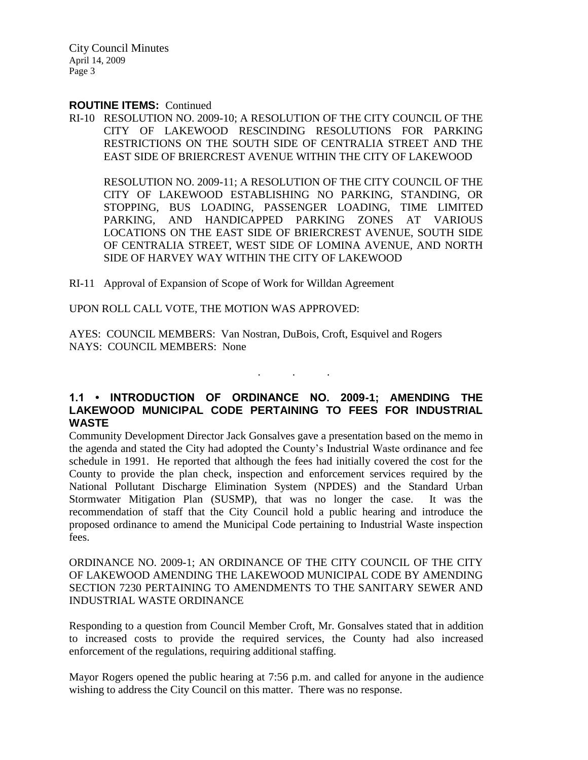**ROUTINE ITEMS:** Continued

RI-10 RESOLUTION NO. 2009-10; A RESOLUTION OF THE CITY COUNCIL OF THE CITY OF LAKEWOOD RESCINDING RESOLUTIONS FOR PARKING RESTRICTIONS ON THE SOUTH SIDE OF CENTRALIA STREET AND THE EAST SIDE OF BRIERCREST AVENUE WITHIN THE CITY OF LAKEWOOD

RESOLUTION NO. 2009-11; A RESOLUTION OF THE CITY COUNCIL OF THE CITY OF LAKEWOOD ESTABLISHING NO PARKING, STANDING, OR STOPPING, BUS LOADING, PASSENGER LOADING, TIME LIMITED PARKING, AND HANDICAPPED PARKING ZONES AT VARIOUS LOCATIONS ON THE EAST SIDE OF BRIERCREST AVENUE, SOUTH SIDE OF CENTRALIA STREET, WEST SIDE OF LOMINA AVENUE, AND NORTH SIDE OF HARVEY WAY WITHIN THE CITY OF LAKEWOOD

RI-11 Approval of Expansion of Scope of Work for Willdan Agreement

UPON ROLL CALL VOTE, THE MOTION WAS APPROVED:

AYES: COUNCIL MEMBERS: Van Nostran, DuBois, Croft, Esquivel and Rogers
NAYS: COUNCIL MEMBERS: None

. . .

**1.1 • INTRODUCTION OF ORDINANCE NO. 2009-1; AMENDING THE LAKEWOOD MUNICIPAL CODE PERTAINING TO FEES FOR INDUSTRIAL WASTE**

Community Development Director Jack Gonsalves gave a presentation based on the memo in the agenda and stated the City had adopted the County's Industrial Waste ordinance and fee schedule in 1991. He reported that although the fees had initially covered the cost for the County to provide the plan check, inspection and enforcement services required by the National Pollutant Discharge Elimination System (NPDES) and the Standard Urban Stormwater Mitigation Plan (SUSMP), that was no longer the case. It was the recommendation of staff that the City Council hold a public hearing and introduce the proposed ordinance to amend the Municipal Code pertaining to Industrial Waste inspection fees.

ORDINANCE NO. 2009-1; AN ORDINANCE OF THE CITY COUNCIL OF THE CITY OF LAKEWOOD AMENDING THE LAKEWOOD MUNICIPAL CODE BY AMENDING SECTION 7230 PERTAINING TO AMENDMENTS TO THE SANITARY SEWER AND INDUSTRIAL WASTE ORDINANCE

Responding to a question from Council Member Croft, Mr. Gonsalves stated that in addition to increased costs to provide the required services, the County had also increased enforcement of the regulations, requiring additional staffing.

Mayor Rogers opened the public hearing at 7:56 p.m. and called for anyone in the audience wishing to address the City Council on this matter. There was no response.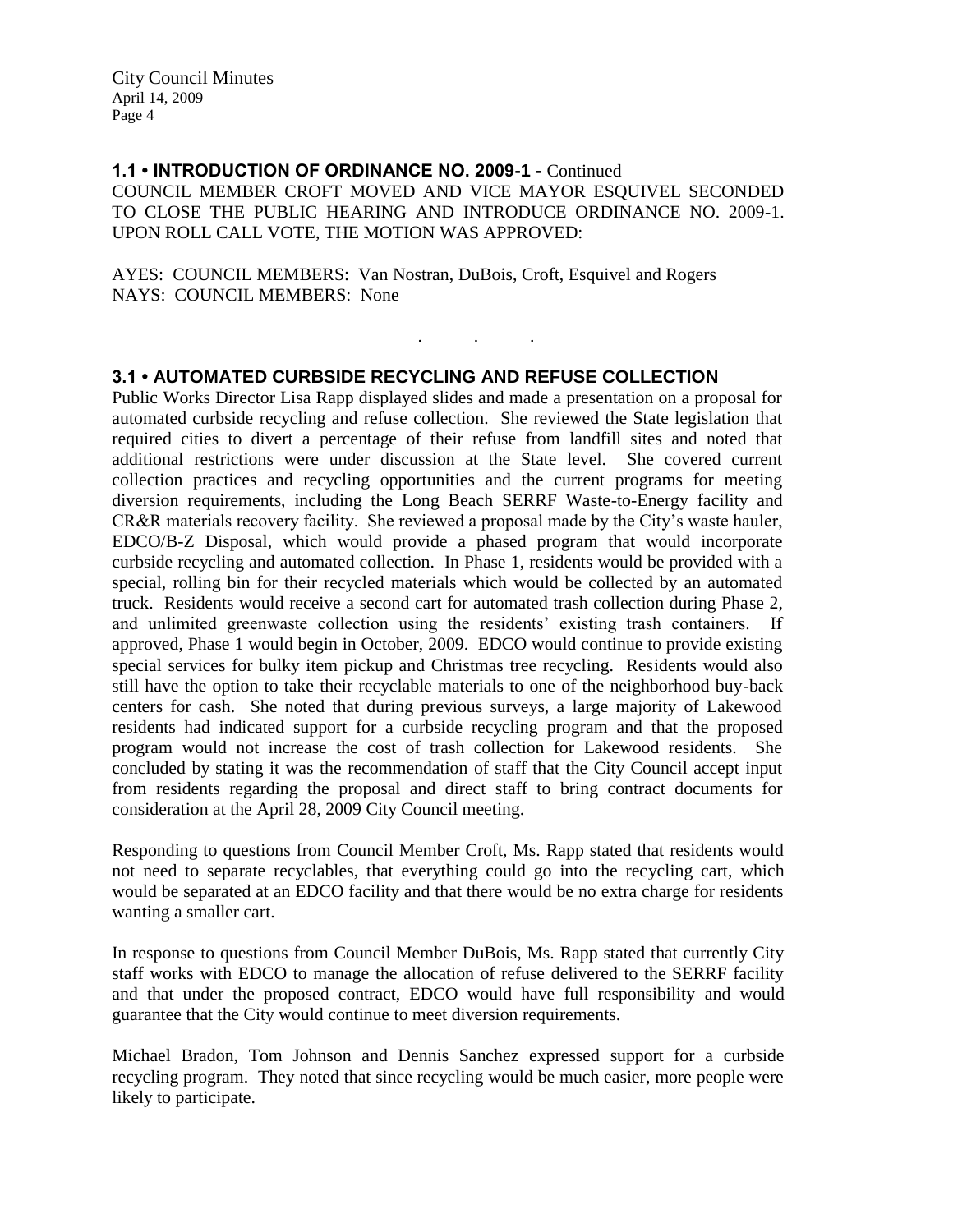### 1.1 • INTRODUCTION OF ORDINANCE NO. 2009-1 - Continued

COUNCIL MEMBER CROFT MOVED AND VICE MAYOR ESQUIVEL SECONDED TO CLOSE THE PUBLIC HEARING AND INTRODUCE ORDINANCE NO. 2009-1. UPON ROLL CALL VOTE, THE MOTION WAS APPROVED:

AYES: COUNCIL MEMBERS: Van Nostran, DuBois, Croft, Esquivel and Rogers
NAYS: COUNCIL MEMBERS: None

. . .

### 3.1 • AUTOMATED CURBSIDE RECYCLING AND REFUSE COLLECTION

Public Works Director Lisa Rapp displayed slides and made a presentation on a proposal for automated curbside recycling and refuse collection. She reviewed the State legislation that required cities to divert a percentage of their refuse from landfill sites and noted that additional restrictions were under discussion at the State level. She covered current collection practices and recycling opportunities and the current programs for meeting diversion requirements, including the Long Beach SERRF Waste-to-Energy facility and CR&R materials recovery facility. She reviewed a proposal made by the City's waste hauler, EDCO/B-Z Disposal, which would provide a phased program that would incorporate curbside recycling and automated collection. In Phase 1, residents would be provided with a special, rolling bin for their recycled materials which would be collected by an automated truck. Residents would receive a second cart for automated trash collection during Phase 2, and unlimited greenwaste collection using the residents' existing trash containers. If approved, Phase 1 would begin in October, 2009. EDCO would continue to provide existing special services for bulky item pickup and Christmas tree recycling. Residents would also still have the option to take their recyclable materials to one of the neighborhood buy-back centers for cash. She noted that during previous surveys, a large majority of Lakewood residents had indicated support for a curbside recycling program and that the proposed program would not increase the cost of trash collection for Lakewood residents. She concluded by stating it was the recommendation of staff that the City Council accept input from residents regarding the proposal and direct staff to bring contract documents for consideration at the April 28, 2009 City Council meeting.

Responding to questions from Council Member Croft, Ms. Rapp stated that residents would not need to separate recyclables, that everything could go into the recycling cart, which would be separated at an EDCO facility and that there would be no extra charge for residents wanting a smaller cart.

In response to questions from Council Member DuBois, Ms. Rapp stated that currently City staff works with EDCO to manage the allocation of refuse delivered to the SERRF facility and that under the proposed contract, EDCO would have full responsibility and would guarantee that the City would continue to meet diversion requirements.

Michael Bradon, Tom Johnson and Dennis Sanchez expressed support for a curbside recycling program. They noted that since recycling would be much easier, more people were likely to participate.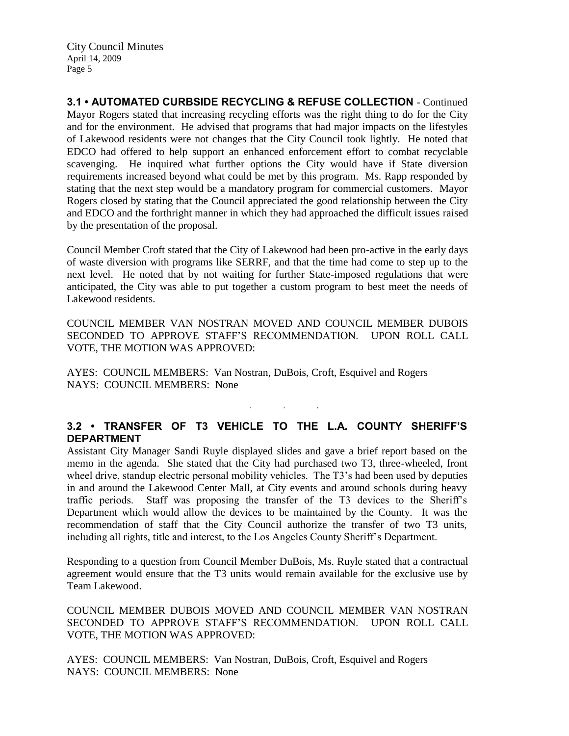**3.1 • AUTOMATED CURBSIDE RECYCLING & REFUSE COLLECTION** - Continued
Mayor Rogers stated that increasing recycling efforts was the right thing to do for the City and for the environment. He advised that programs that had major impacts on the lifestyles of Lakewood residents were not changes that the City Council took lightly. He noted that EDCO had offered to help support an enhanced enforcement effort to combat recyclable scavenging. He inquired what further options the City would have if State diversion requirements increased beyond what could be met by this program. Ms. Rapp responded by stating that the next step would be a mandatory program for commercial customers. Mayor Rogers closed by stating that the Council appreciated the good relationship between the City and EDCO and the forthright manner in which they had approached the difficult issues raised by the presentation of the proposal.

Council Member Croft stated that the City of Lakewood had been pro-active in the early days of waste diversion with programs like SERRF, and that the time had come to step up to the next level. He noted that by not waiting for further State-imposed regulations that were anticipated, the City was able to put together a custom program to best meet the needs of Lakewood residents.

COUNCIL MEMBER VAN NOSTRAN MOVED AND COUNCIL MEMBER DUBOIS SECONDED TO APPROVE STAFF'S RECOMMENDATION. UPON ROLL CALL VOTE, THE MOTION WAS APPROVED:

AYES: COUNCIL MEMBERS: Van Nostran, DuBois, Croft, Esquivel and Rogers
NAYS: COUNCIL MEMBERS: None

. . .

**3.2 • TRANSFER OF T3 VEHICLE TO THE L.A. COUNTY SHERIFF'S DEPARTMENT**
Assistant City Manager Sandi Ruyle displayed slides and gave a brief report based on the memo in the agenda. She stated that the City had purchased two T3, three-wheeled, front wheel drive, standup electric personal mobility vehicles. The T3's had been used by deputies in and around the Lakewood Center Mall, at City events and around schools during heavy traffic periods. Staff was proposing the transfer of the T3 devices to the Sheriff's Department which would allow the devices to be maintained by the County. It was the recommendation of staff that the City Council authorize the transfer of two T3 units, including all rights, title and interest, to the Los Angeles County Sheriff's Department.

Responding to a question from Council Member DuBois, Ms. Ruyle stated that a contractual agreement would ensure that the T3 units would remain available for the exclusive use by Team Lakewood.

COUNCIL MEMBER DUBOIS MOVED AND COUNCIL MEMBER VAN NOSTRAN SECONDED TO APPROVE STAFF'S RECOMMENDATION. UPON ROLL CALL VOTE, THE MOTION WAS APPROVED:

AYES: COUNCIL MEMBERS: Van Nostran, DuBois, Croft, Esquivel and Rogers
NAYS: COUNCIL MEMBERS: None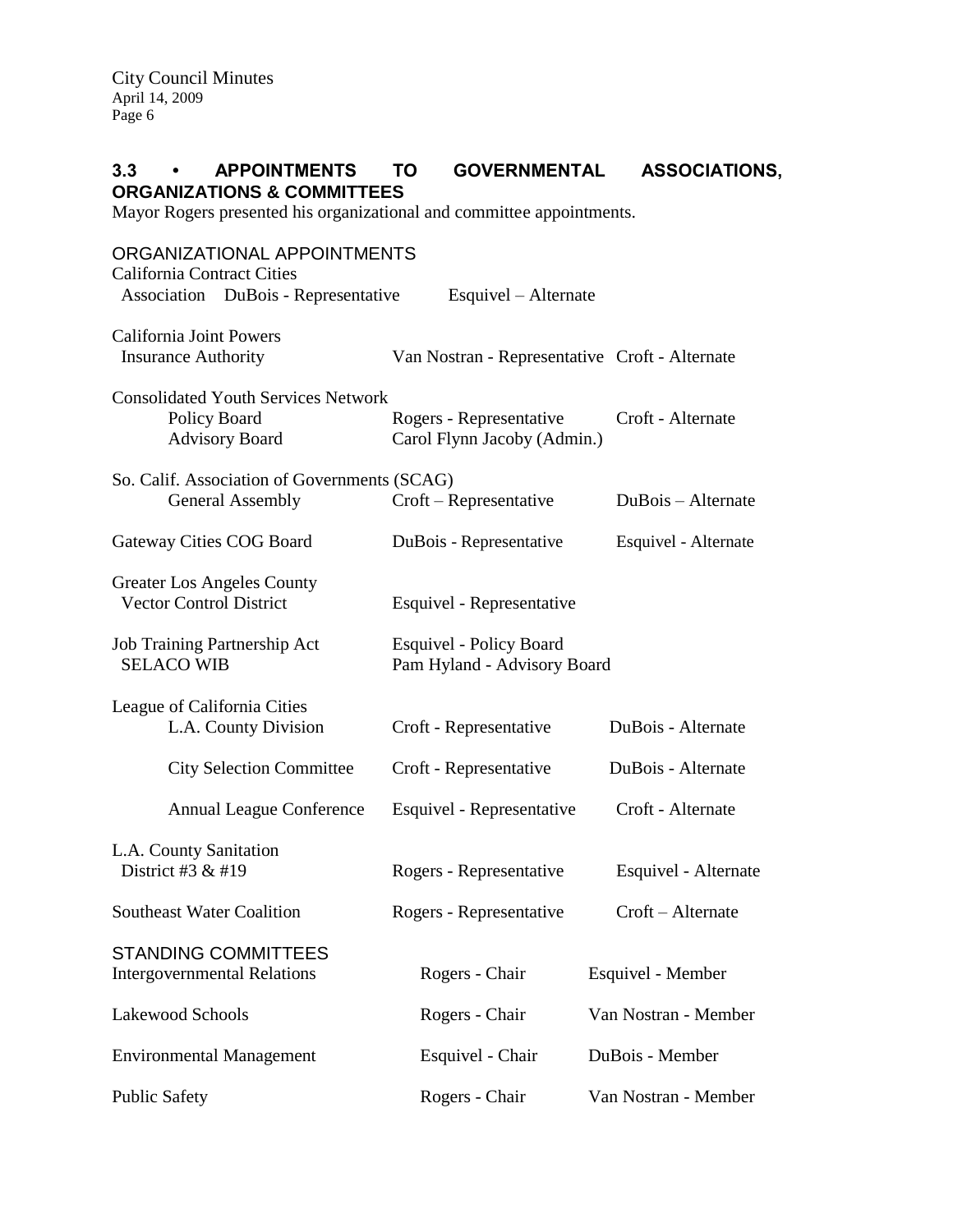### 3.3 • APPOINTMENTS TO GOVERNMENTAL ASSOCIATIONS, ORGANIZATIONS & COMMITTEES

Mayor Rogers presented his organizational and committee appointments.

ORGANIZATIONAL APPOINTMENTS

| | | |
|---|---|---|
| California Contract Cities Association | DuBois - Representative | Esquivel – Alternate |
| California Joint Powers Insurance Authority | Van Nostran - Representative | Croft - Alternate |
| Consolidated Youth Services Network | | |
| Policy Board | Rogers - Representative | Croft - Alternate |
| Advisory Board | Carol Flynn Jacoby (Admin.) | |
| So. Calif. Association of Governments (SCAG) | | |
| General Assembly | Croft – Representative | DuBois – Alternate |
| Gateway Cities COG Board | DuBois - Representative | Esquivel - Alternate |
| Greater Los Angeles County Vector Control District | Esquivel - Representative | |
| Job Training Partnership Act SELACO WIB | Esquivel - Policy Board<br>Pam Hyland - Advisory Board | |
| League of California Cities | | |
| L.A. County Division | Croft - Representative | DuBois - Alternate |
| City Selection Committee | Croft - Representative | DuBois - Alternate |
| Annual League Conference | Esquivel - Representative | Croft - Alternate |
| L.A. County Sanitation District #3 & #19 | Rogers - Representative | Esquivel - Alternate |
| Southeast Water Coalition | Rogers - Representative | Croft – Alternate |

STANDING COMMITTEES

| | | |
|---|---|---|
| Intergovernmental Relations | Rogers - Chair | Esquivel - Member |
| Lakewood Schools | Rogers - Chair | Van Nostran - Member |
| Environmental Management | Esquivel - Chair | DuBois - Member |
| Public Safety | Rogers - Chair | Van Nostran - Member |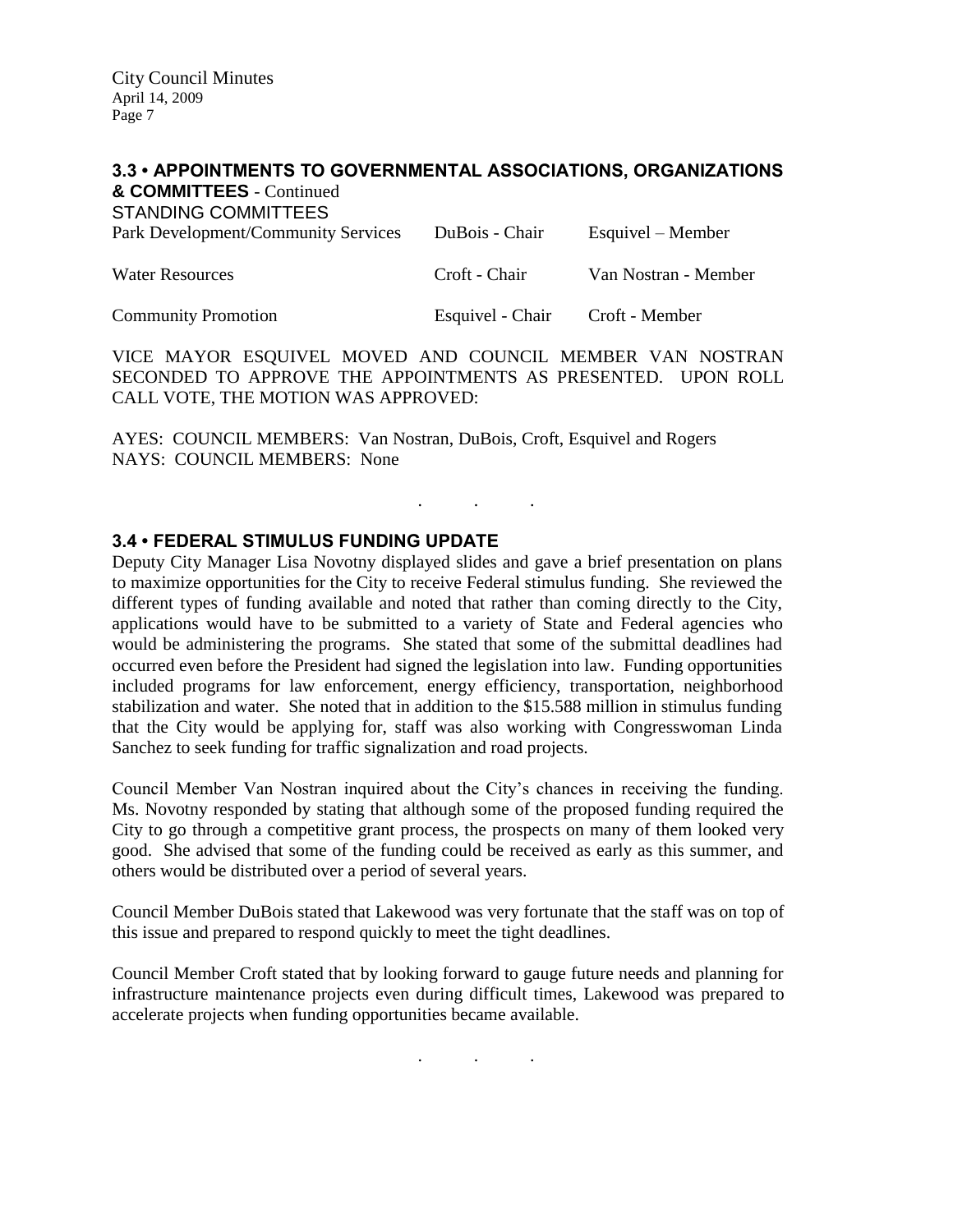### 3.3 • APPOINTMENTS TO GOVERNMENTAL ASSOCIATIONS, ORGANIZATIONS & COMMITTEES - Continued

STANDING COMMITTEES

| | | |
|---|---|---|
| Park Development/Community Services | DuBois - Chair | Esquivel – Member |
| Water Resources | Croft - Chair | Van Nostran - Member |
| Community Promotion | Esquivel - Chair | Croft - Member |

VICE MAYOR ESQUIVEL MOVED AND COUNCIL MEMBER VAN NOSTRAN SECONDED TO APPROVE THE APPOINTMENTS AS PRESENTED. UPON ROLL CALL VOTE, THE MOTION WAS APPROVED:

AYES: COUNCIL MEMBERS: Van Nostran, DuBois, Croft, Esquivel and Rogers
NAYS: COUNCIL MEMBERS: None

. . .

### 3.4 • FEDERAL STIMULUS FUNDING UPDATE

Deputy City Manager Lisa Novotny displayed slides and gave a brief presentation on plans to maximize opportunities for the City to receive Federal stimulus funding. She reviewed the different types of funding available and noted that rather than coming directly to the City, applications would have to be submitted to a variety of State and Federal agencies who would be administering the programs. She stated that some of the submittal deadlines had occurred even before the President had signed the legislation into law. Funding opportunities included programs for law enforcement, energy efficiency, transportation, neighborhood stabilization and water. She noted that in addition to the $15.588 million in stimulus funding that the City would be applying for, staff was also working with Congresswoman Linda Sanchez to seek funding for traffic signalization and road projects.

Council Member Van Nostran inquired about the City's chances in receiving the funding. Ms. Novotny responded by stating that although some of the proposed funding required the City to go through a competitive grant process, the prospects on many of them looked very good. She advised that some of the funding could be received as early as this summer, and others would be distributed over a period of several years.

Council Member DuBois stated that Lakewood was very fortunate that the staff was on top of this issue and prepared to respond quickly to meet the tight deadlines.

Council Member Croft stated that by looking forward to gauge future needs and planning for infrastructure maintenance projects even during difficult times, Lakewood was prepared to accelerate projects when funding opportunities became available.

. . .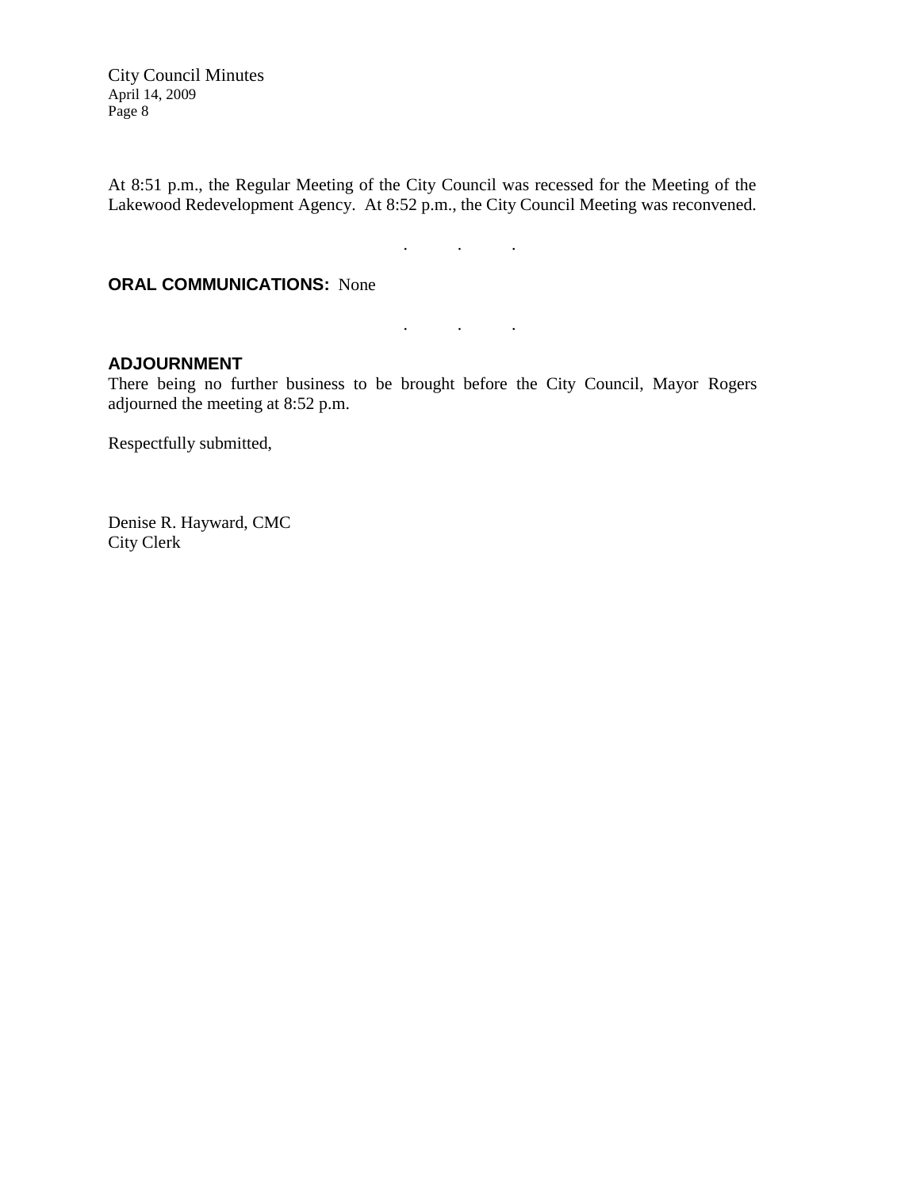At 8:51 p.m., the Regular Meeting of the City Council was recessed for the Meeting of the Lakewood Redevelopment Agency. At 8:52 p.m., the City Council Meeting was reconvened.

. . .

**ORAL COMMUNICATIONS:** None

. . .

**ADJOURNMENT**

There being no further business to be brought before the City Council, Mayor Rogers adjourned the meeting at 8:52 p.m.

Respectfully submitted,

Denise R. Hayward, CMC
City Clerk